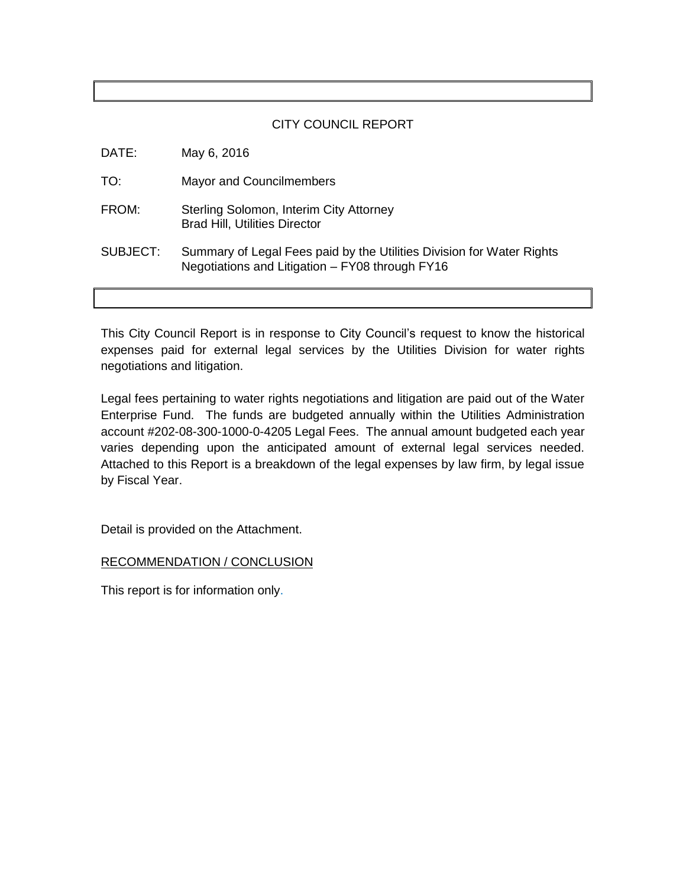CITY COUNCIL REPORT

DATE: May 6, 2016

TO: Mayor and Councilmembers

FROM: Sterling Solomon, Interim City Attorney
Brad Hill, Utilities Director

SUBJECT: Summary of Legal Fees paid by the Utilities Division for Water Rights Negotiations and Litigation – FY08 through FY16

This City Council Report is in response to City Council's request to know the historical expenses paid for external legal services by the Utilities Division for water rights negotiations and litigation.

Legal fees pertaining to water rights negotiations and litigation are paid out of the Water Enterprise Fund. The funds are budgeted annually within the Utilities Administration account #202-08-300-1000-0-4205 Legal Fees. The annual amount budgeted each year varies depending upon the anticipated amount of external legal services needed. Attached to this Report is a breakdown of the legal expenses by law firm, by legal issue by Fiscal Year.

Detail is provided on the Attachment.

RECOMMENDATION / CONCLUSION

This report is for information only.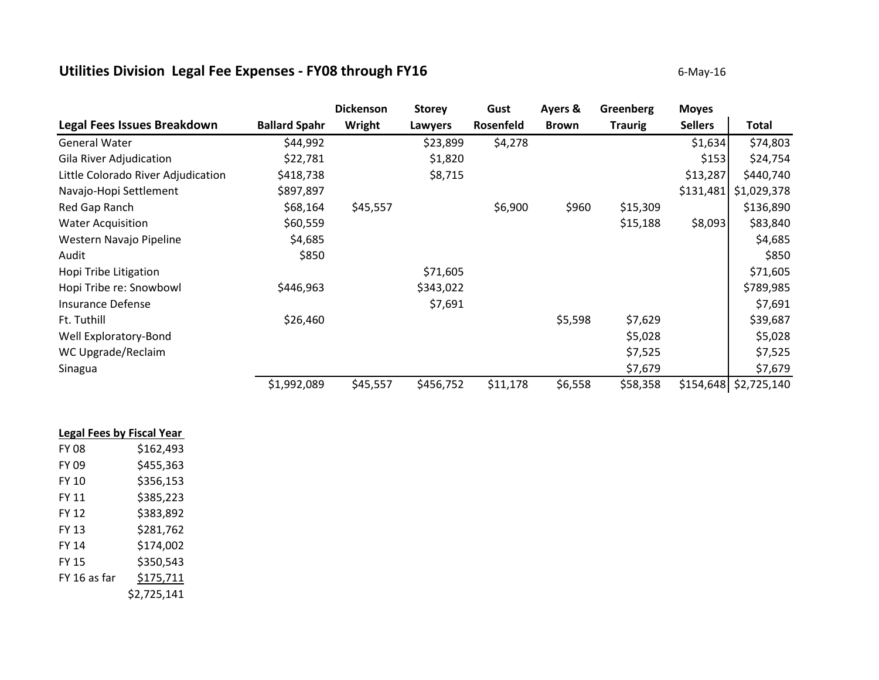## Utilities Division Legal Fee Expenses - FY08 through FY16

6-May-16

| Legal Fees Issues Breakdown | Ballard Spahr | Dickenson Wright | Storey Lawyers | Gust Rosenfeld | Ayers & Brown | Greenberg Traurig | Moyes Sellers | Total |
|---|---|---|---|---|---|---|---|---|
| General Water | $44,992 | | $23,899 | $4,278 | | | $1,634 | $74,803 |
| Gila River Adjudication | $22,781 | | $1,820 | | | | $153 | $24,754 |
| Little Colorado River Adjudication | $418,738 | | $8,715 | | | | $13,287 | $440,740 |
| Navajo-Hopi Settlement | $897,897 | | | | | | $131,481 | $1,029,378 |
| Red Gap Ranch | $68,164 | $45,557 | | $6,900 | $960 | $15,309 | | $136,890 |
| Water Acquisition | $60,559 | | | | | $15,188 | $8,093 | $83,840 |
| Western Navajo Pipeline | $4,685 | | | | | | | $4,685 |
| Audit | $850 | | | | | | | $850 |
| Hopi Tribe Litigation | | | $71,605 | | | | | $71,605 |
| Hopi Tribe re: Snowbowl | $446,963 | | $343,022 | | | | | $789,985 |
| Insurance Defense | | | $7,691 | | | | | $7,691 |
| Ft. Tuthill | $26,460 | | | | $5,598 | $7,629 | | $39,687 |
| Well Exploratory-Bond | | | | | | $5,028 | | $5,028 |
| WC Upgrade/Reclaim | | | | | | $7,525 | | $7,525 |
| Sinagua | | | | | | $7,679 | | $7,679 |
| | $1,992,089 | $45,557 | $456,752 | $11,178 | $6,558 | $58,358 | $154,648 | $2,725,140 |

**Legal Fees by Fiscal Year**

| | |
|---|---|
| FY 08 | $162,493 |
| FY 09 | $455,363 |
| FY 10 | $356,153 |
| FY 11 | $385,223 |
| FY 12 | $383,892 |
| FY 13 | $281,762 |
| FY 14 | $174,002 |
| FY 15 | $350,543 |
| FY 16 as far | $175,711 |
| | $2,725,141 |